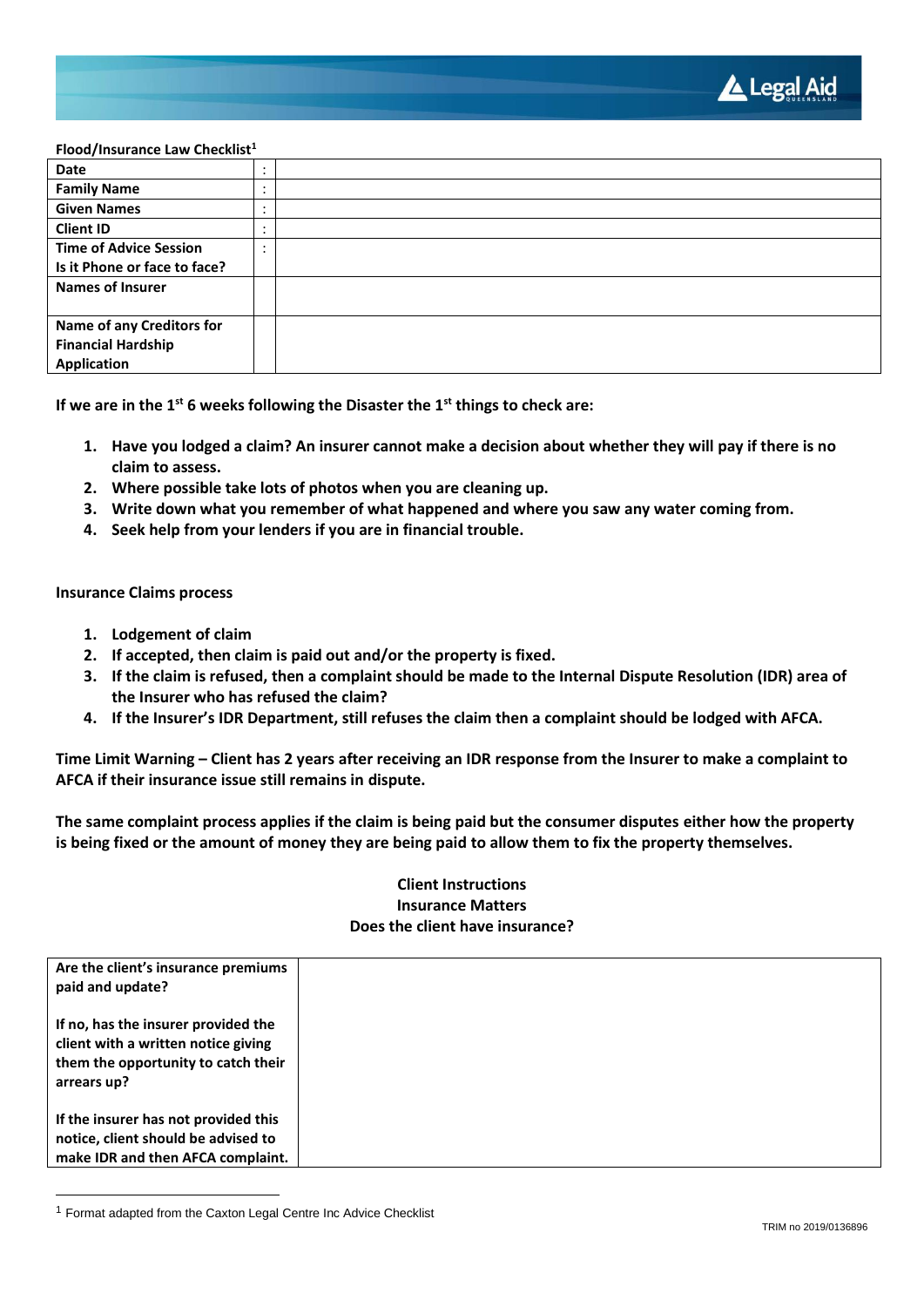**Flood/Insurance Law Checklist**[1]

| Date | : | |
|---|---|---|
| **Family Name** | : | |
| **Given Names** | : | |
| **Client ID** | : | |
| **Time of Advice Session**<br>**Is it Phone or face to face?** | : | |
| **Names of Insurer** | | |
| **Name of any Creditors for Financial Hardship Application** | | |

**If we are in the 1st 6 weeks following the Disaster the 1st things to check are:**

1. **Have you lodged a claim? An insurer cannot make a decision about whether they will pay if there is no claim to assess.**
2. **Where possible take lots of photos when you are cleaning up.**
3. **Write down what you remember of what happened and where you saw any water coming from.**
4. **Seek help from your lenders if you are in financial trouble.**

**Insurance Claims process**

1. **Lodgement of claim**
2. **If accepted, then claim is paid out and/or the property is fixed.**
3. **If the claim is refused, then a complaint should be made to the Internal Dispute Resolution (IDR) area of the Insurer who has refused the claim?**
4. **If the Insurer's IDR Department, still refuses the claim then a complaint should be lodged with AFCA.**

**Time Limit Warning – Client has 2 years after receiving an IDR response from the Insurer to make a complaint to AFCA if their insurance issue still remains in dispute.**

**The same complaint process applies if the claim is being paid but the consumer disputes either how the property is being fixed or the amount of money they are being paid to allow them to fix the property themselves.**

**Client Instructions**
**Insurance Matters**
**Does the client have insurance?**

| **Are the client's insurance premiums paid and update?**<br><br>**If no, has the insurer provided the client with a written notice giving them the opportunity to catch their arrears up?**<br><br>**If the insurer has not provided this notice, client should be advised to make IDR and then AFCA complaint.** | |
|---|---|

[1] Format adapted from the Caxton Legal Centre Inc Advice Checklist

TRIM no 2019/0136896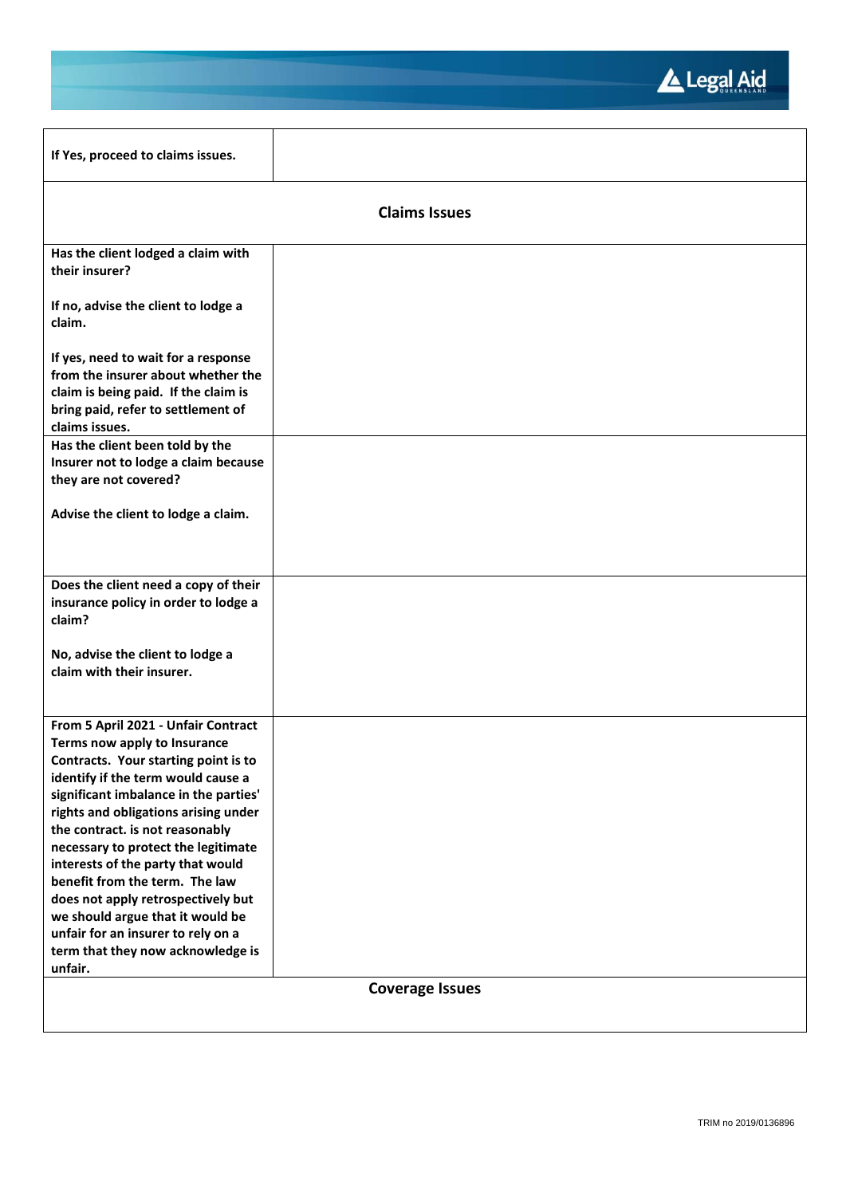| | |
|---|---|
| **If Yes, proceed to claims issues.** | |
| **Claims Issues** | |
| **Has the client lodged a claim with their insurer?**<br><br>**If no, advise the client to lodge a claim.**<br><br>**If yes, need to wait for a response from the insurer about whether the claim is being paid. If the claim is bring paid, refer to settlement of claims issues.** | |
| **Has the client been told by the Insurer not to lodge a claim because they are not covered?**<br><br>**Advise the client to lodge a claim.** | |
| **Does the client need a copy of their insurance policy in order to lodge a claim?**<br><br>**No, advise the client to lodge a claim with their insurer.** | |
| **From 5 April 2021 - Unfair Contract Terms now apply to Insurance Contracts. Your starting point is to identify if the term would cause a significant imbalance in the parties' rights and obligations arising under the contract. is not reasonably necessary to protect the legitimate interests of the party that would benefit from the term. The law does not apply retrospectively but we should argue that it would be unfair for an insurer to rely on a term that they now acknowledge is unfair.** | |
| **Coverage Issues** | |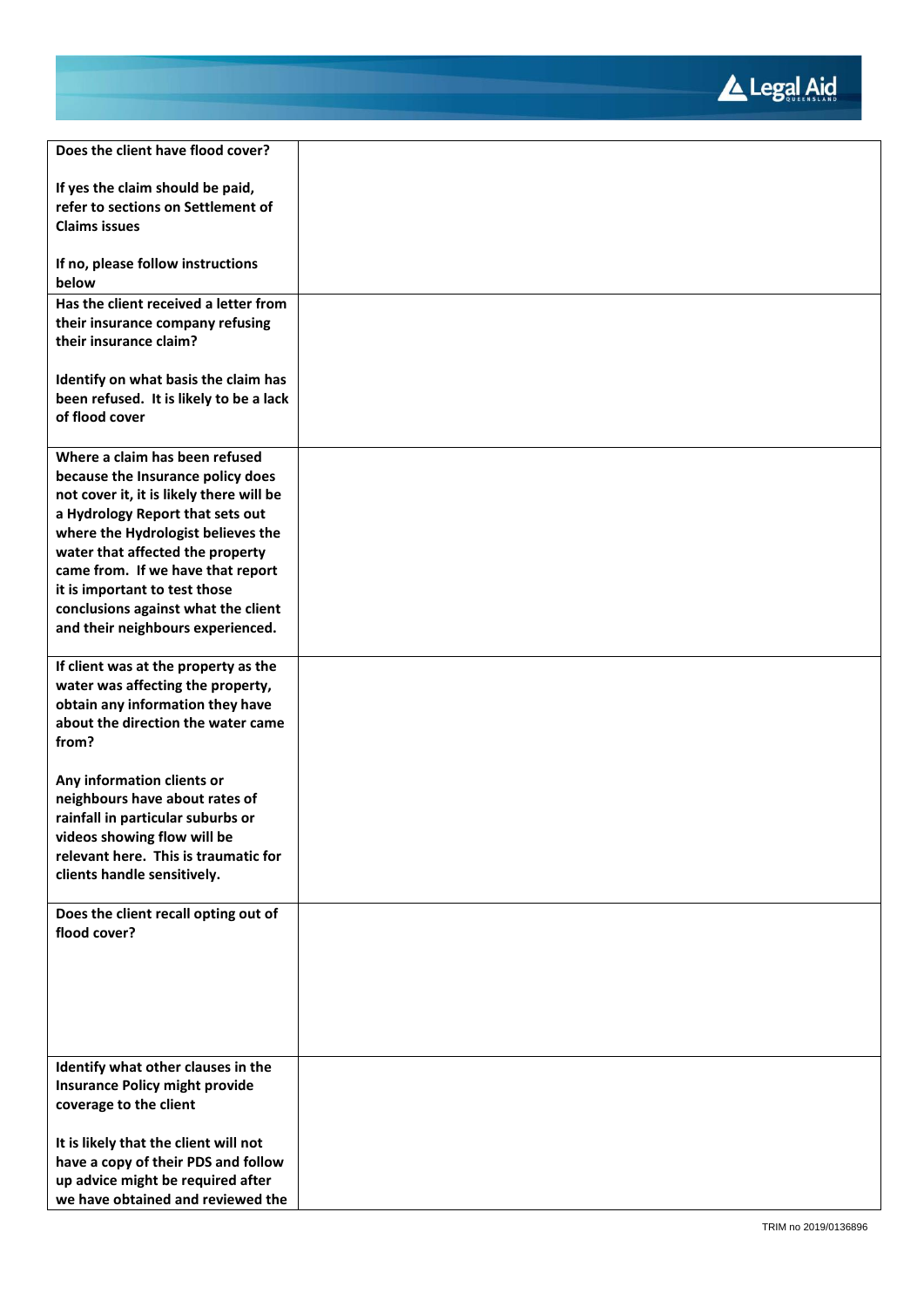| | |
|---|---|
| **Does the client have flood cover?**<br><br>**If yes the claim should be paid, refer to sections on Settlement of Claims issues**<br><br>**If no, please follow instructions below** | |
| **Has the client received a letter from their insurance company refusing their insurance claim?**<br><br>**Identify on what basis the claim has been refused. It is likely to be a lack of flood cover** | |
| **Where a claim has been refused because the Insurance policy does not cover it, it is likely there will be a Hydrology Report that sets out where the Hydrologist believes the water that affected the property came from. If we have that report it is important to test those conclusions against what the client and their neighbours experienced.** | |
| **If client was at the property as the water was affecting the property, obtain any information they have about the direction the water came from?**<br><br>**Any information clients or neighbours have about rates of rainfall in particular suburbs or videos showing flow will be relevant here. This is traumatic for clients handle sensitively.** | |
| **Does the client recall opting out of flood cover?** | |
| **Identify what other clauses in the Insurance Policy might provide coverage to the client**<br><br>**It is likely that the client will not have a copy of their PDS and follow up advice might be required after we have obtained and reviewed the** | |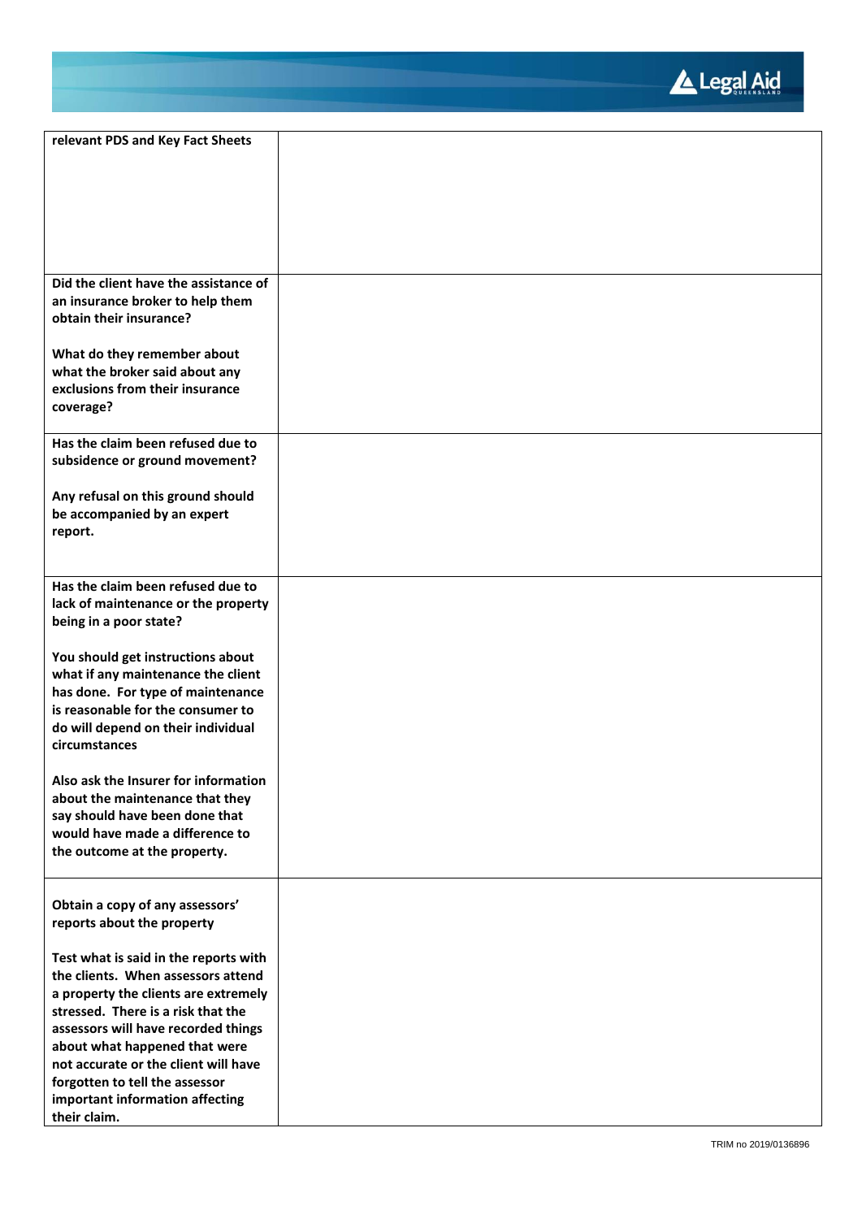| | |
|---|---|
| **relevant PDS and Key Fact Sheets** | |
| **Did the client have the assistance of an insurance broker to help them obtain their insurance?**<br><br>**What do they remember about what the broker said about any exclusions from their insurance coverage?** | |
| **Has the claim been refused due to subsidence or ground movement?**<br><br>**Any refusal on this ground should be accompanied by an expert report.** | |
| **Has the claim been refused due to lack of maintenance or the property being in a poor state?**<br><br>**You should get instructions about what if any maintenance the client has done. For type of maintenance is reasonable for the consumer to do will depend on their individual circumstances**<br><br>**Also ask the Insurer for information about the maintenance that they say should have been done that would have made a difference to the outcome at the property.** | |
| **Obtain a copy of any assessors' reports about the property**<br><br>**Test what is said in the reports with the clients. When assessors attend a property the clients are extremely stressed. There is a risk that the assessors will have recorded things about what happened that were not accurate or the client will have forgotten to tell the assessor important information affecting their claim.** | |

TRIM no 2019/0136896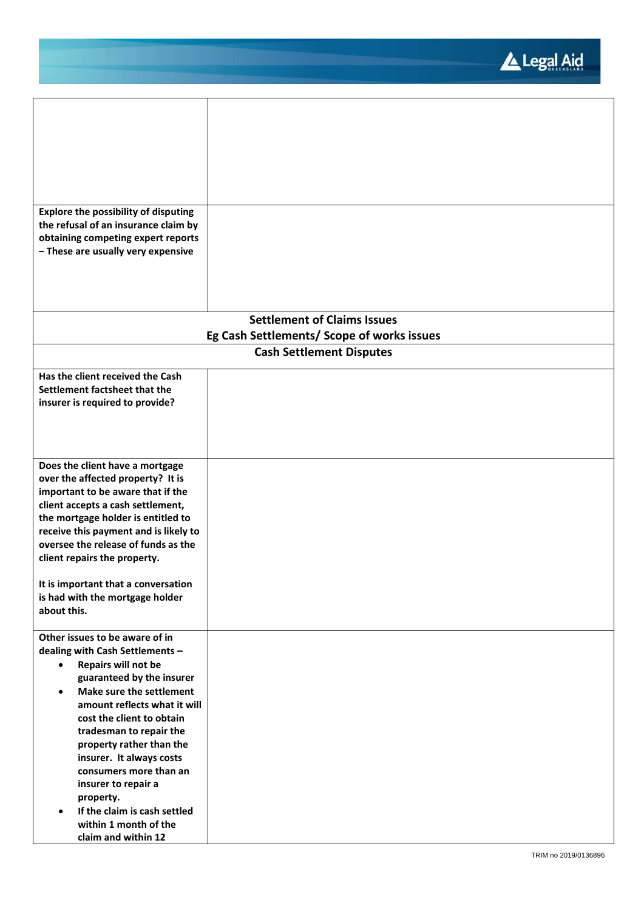| | |
|---|---|
| | |
| **Explore the possibility of disputing the refusal of an insurance claim by obtaining competing expert reports – These are usually very expensive** | |
| **Settlement of Claims Issues<br>Eg Cash Settlements/ Scope of works issues** | |
| **Cash Settlement Disputes** | |
| **Has the client received the Cash Settlement factsheet that the insurer is required to provide?** | |
| **Does the client have a mortgage over the affected property? It is important to be aware that if the client accepts a cash settlement, the mortgage holder is entitled to receive this payment and is likely to oversee the release of funds as the client repairs the property.**<br><br>**It is important that a conversation is had with the mortgage holder about this.** | |
| **Other issues to be aware of in dealing with Cash Settlements –**<br>• **Repairs will not be guaranteed by the insurer**<br>• **Make sure the settlement amount reflects what it will cost the client to obtain tradesman to repair the property rather than the insurer. It always costs consumers more than an insurer to repair a property.**<br>• **If the claim is cash settled within 1 month of the claim and within 12** | |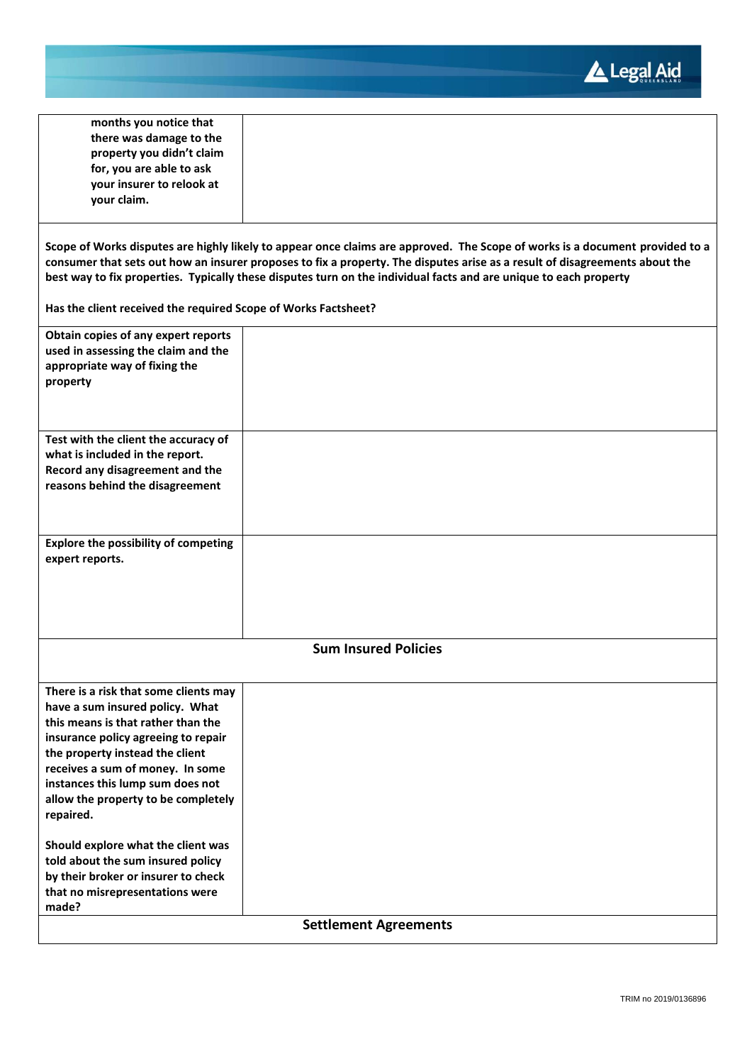| | |
|---|---|
| **months you notice that there was damage to the property you didn't claim for, you are able to ask your insurer to relook at your claim.** | |

**Scope of Works disputes are highly likely to appear once claims are approved. The Scope of works is a document provided to a consumer that sets out how an insurer proposes to fix a property. The disputes arise as a result of disagreements about the best way to fix properties. Typically these disputes turn on the individual facts and are unique to each property**

**Has the client received the required Scope of Works Factsheet?**

| | |
|---|---|
| **Obtain copies of any expert reports used in assessing the claim and the appropriate way of fixing the property** | |
| **Test with the client the accuracy of what is included in the report. Record any disagreement and the reasons behind the disagreement** | |
| **Explore the possibility of competing expert reports.** | |

## Sum Insured Policies

| | |
|---|---|
| **There is a risk that some clients may have a sum insured policy. What this means is that rather than the insurance policy agreeing to repair the property instead the client receives a sum of money. In some instances this lump sum does not allow the property to be completely repaired.**<br><br>**Should explore what the client was told about the sum insured policy by their broker or insurer to check that no misrepresentations were made?** | |

## Settlement Agreements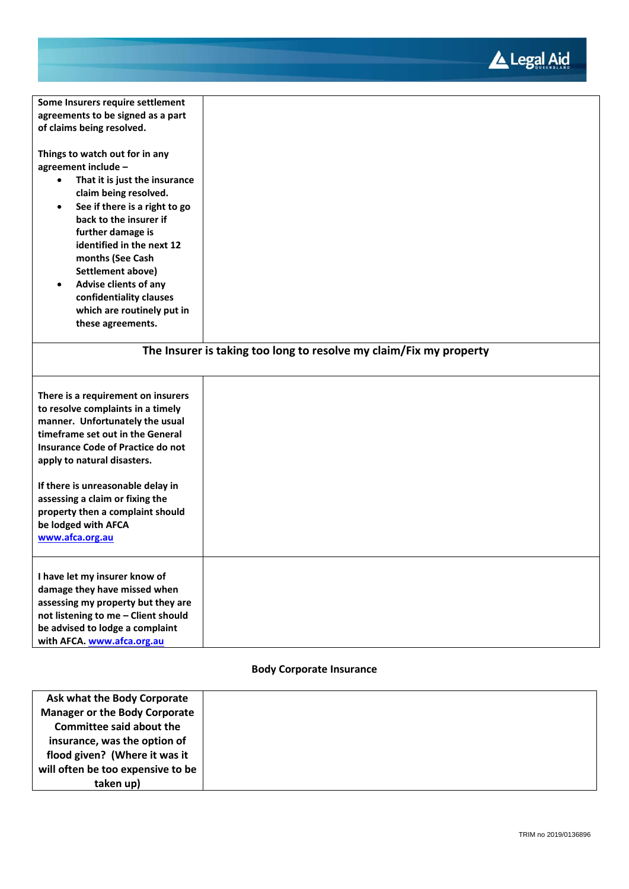| | |
|---|---|
| **Some Insurers require settlement agreements to be signed as a part of claims being resolved.**<br><br>**Things to watch out for in any agreement include –**<br>• **That it is just the insurance claim being resolved.**<br>• **See if there is a right to go back to the insurer if further damage is identified in the next 12 months (See Cash Settlement above)**<br>• **Advise clients of any confidentiality clauses which are routinely put in these agreements.** | |
| **The Insurer is taking too long to resolve my claim/Fix my property** | |
| **There is a requirement on insurers to resolve complaints in a timely manner. Unfortunately the usual timeframe set out in the General Insurance Code of Practice do not apply to natural disasters.**<br><br>**If there is unreasonable delay in assessing a claim or fixing the property then a complaint should be lodged with AFCA [www.afca.org.au](http://www.afca.org.au)** | |
| **I have let my insurer know of damage they have missed when assessing my property but they are not listening to me – Client should be advised to lodge a complaint with AFCA. [www.afca.org.au](http://www.afca.org.au)** | |

**Body Corporate Insurance**

| | |
|---|---|
| **Ask what the Body Corporate Manager or the Body Corporate Committee said about the insurance, was the option of flood given? (Where it was it will often be too expensive to be taken up)** | |

TRIM no 2019/0136896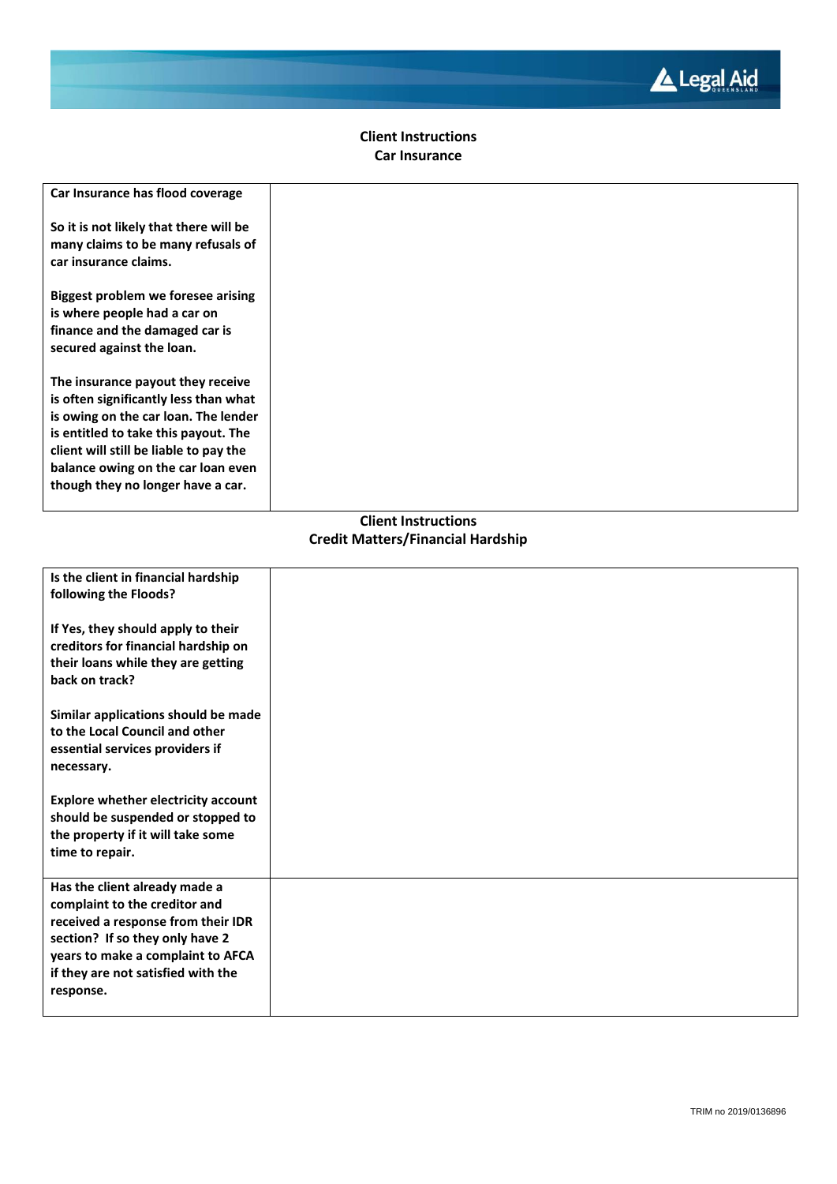**Client Instructions**
**Car Insurance**

| **Car Insurance has flood coverage**<br><br>**So it is not likely that there will be many claims to be many refusals of car insurance claims.**<br><br>**Biggest problem we foresee arising is where people had a car on finance and the damaged car is secured against the loan.**<br><br>**The insurance payout they receive is often significantly less than what is owing on the car loan. The lender is entitled to take this payout. The client will still be liable to pay the balance owing on the car loan even though they no longer have a car.** | |
|---|---|

**Client Instructions**
**Credit Matters/Financial Hardship**

| **Is the client in financial hardship following the Floods?**<br><br>**If Yes, they should apply to their creditors for financial hardship on their loans while they are getting back on track?**<br><br>**Similar applications should be made to the Local Council and other essential services providers if necessary.**<br><br>**Explore whether electricity account should be suspended or stopped to the property if it will take some time to repair.** | |
|---|---|
| **Has the client already made a complaint to the creditor and received a response from their IDR section? If so they only have 2 years to make a complaint to AFCA if they are not satisfied with the response.** | |

TRIM no 2019/0136896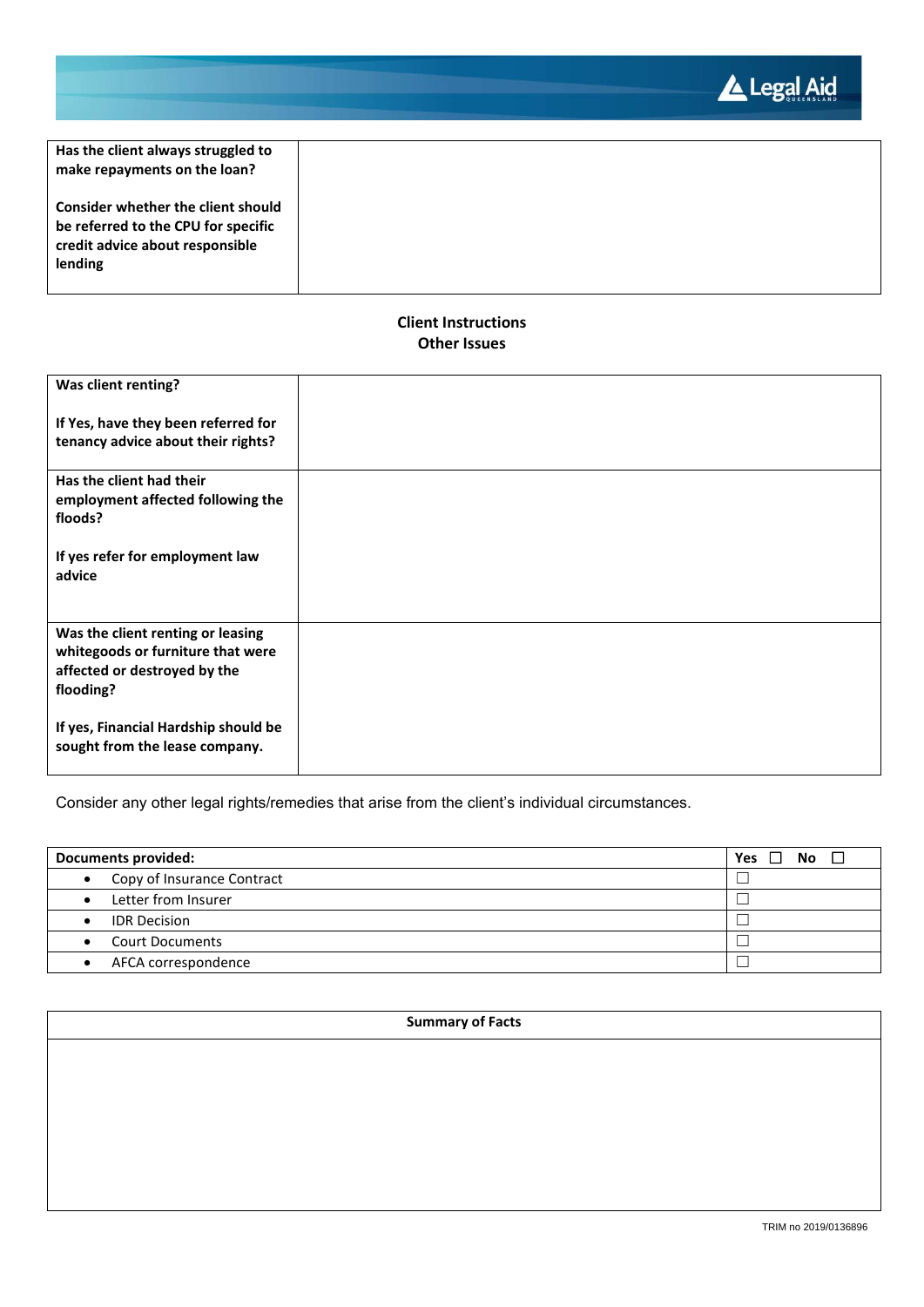| Has the client always struggled to make repayments on the loan?<br><br>Consider whether the client should be referred to the CPU for specific credit advice about responsible lending | |
|---|---|

**Client Instructions**
**Other Issues**

| Was client renting?<br><br>If Yes, have they been referred for tenancy advice about their rights? | |
|---|---|
| Has the client had their employment affected following the floods?<br><br>If yes refer for employment law advice | |
| Was the client renting or leasing whitegoods or furniture that were affected or destroyed by the flooding?<br><br>If yes, Financial Hardship should be sought from the lease company. | |

Consider any other legal rights/remedies that arise from the client's individual circumstances.

| Documents provided: | Yes ☐ No ☐ |
|---|---|
| • Copy of Insurance Contract | ☐ |
| • Letter from Insurer | ☐ |
| • IDR Decision | ☐ |
| • Court Documents | ☐ |
| • AFCA correspondence | ☐ |

| Summary of Facts |
|---|
| |

TRIM no 2019/0136896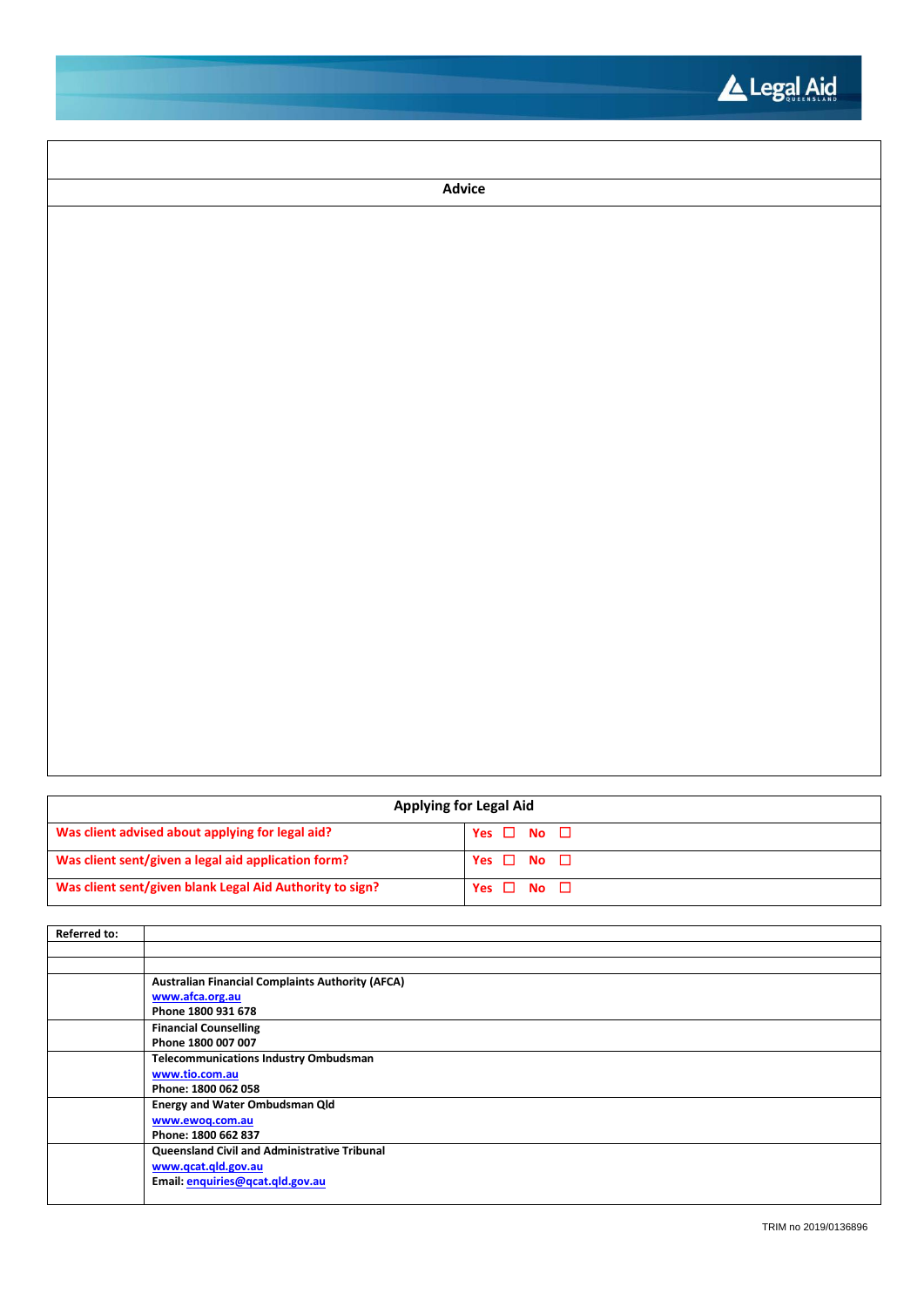| |
|---|
| **Advice** |
| |

| **Applying for Legal Aid** | |
|---|---|
| **Was client advised about applying for legal aid?** | **Yes** ☐ **No** ☐ |
| **Was client sent/given a legal aid application form?** | **Yes** ☐ **No** ☐ |
| **Was client sent/given blank Legal Aid Authority to sign?** | **Yes** ☐ **No** ☐ |

| **Referred to:** | |
|---|---|
| | |
| | |
| | **Australian Financial Complaints Authority (AFCA)**<br>**www.afca.org.au**<br>**Phone 1800 931 678** |
| | **Financial Counselling**<br>**Phone 1800 007 007** |
| | **Telecommunications Industry Ombudsman**<br>**www.tio.com.au**<br>**Phone: 1800 062 058** |
| | **Energy and Water Ombudsman Qld**<br>**www.ewoq.com.au**<br>**Phone: 1800 662 837** |
| | **Queensland Civil and Administrative Tribunal**<br>**www.qcat.qld.gov.au**<br>**Email: enquiries@qcat.qld.gov.au** |

TRIM no 2019/0136896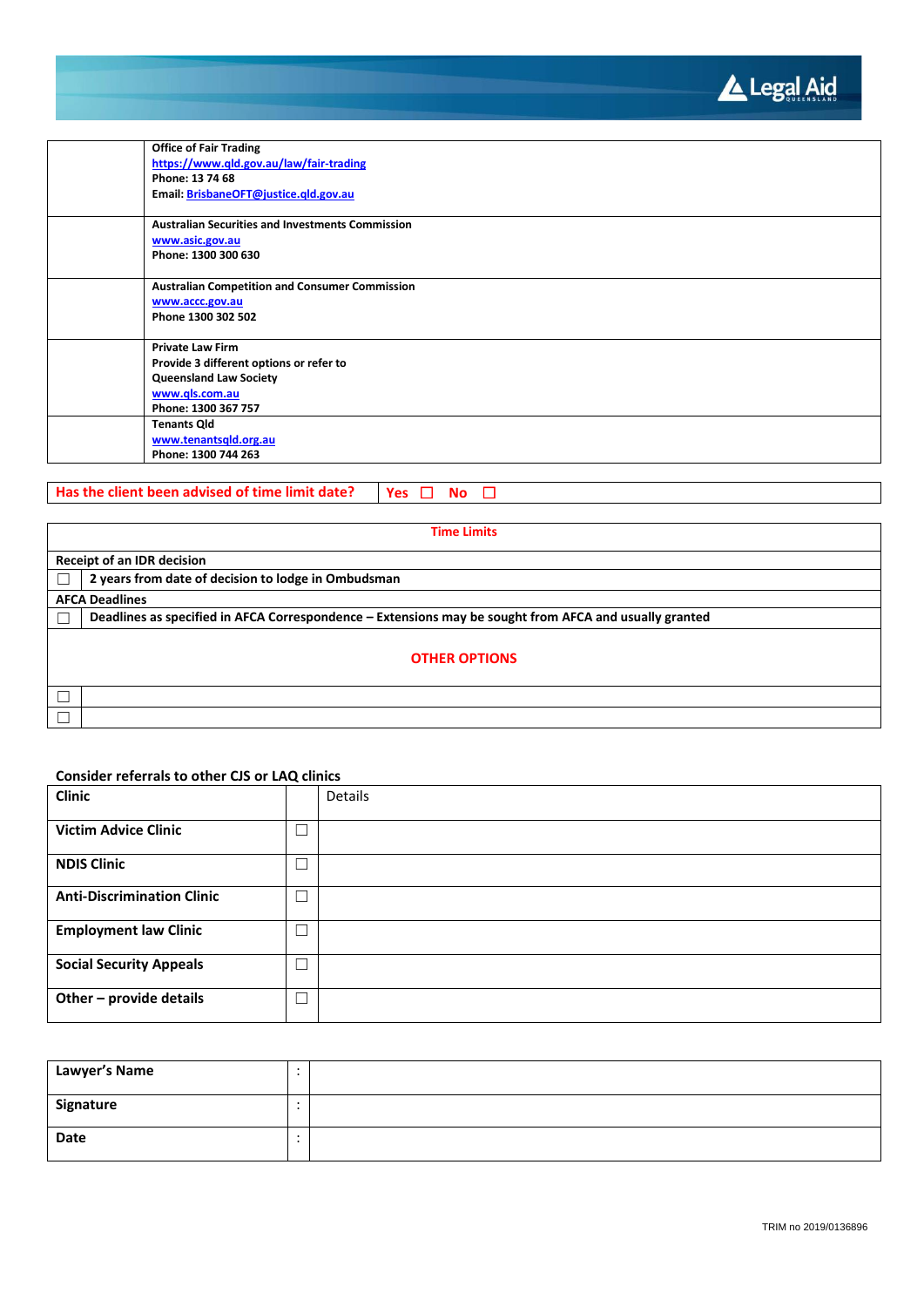| | |
|---|---|
| | **Office of Fair Trading**<br>https://www.qld.gov.au/law/fair-trading<br>**Phone: 13 74 68**<br>**Email: BrisbaneOFT@justice.qld.gov.au** |
| | **Australian Securities and Investments Commission**<br>www.asic.gov.au<br>**Phone: 1300 300 630** |
| | **Australian Competition and Consumer Commission**<br>www.accc.gov.au<br>**Phone 1300 302 502** |
| | **Private Law Firm**<br>**Provide 3 different options or refer to**<br>**Queensland Law Society**<br>www.qls.com.au<br>**Phone: 1300 367 757** |
| | **Tenants Qld**<br>www.tenantsqld.org.au<br>**Phone: 1300 744 263** |

| | |
|---|---|
| **Has the client been advised of time limit date?** | **Yes** ☐ **No** ☐ |

| | |
|---|---|
| **Time Limits** | |
| **Receipt of an IDR decision** | |
| ☐ | **2 years from date of decision to lodge in Ombudsman** |
| **AFCA Deadlines** | |
| ☐ | **Deadlines as specified in AFCA Correspondence – Extensions may be sought from AFCA and usually granted** |
| **OTHER OPTIONS** | |
| ☐ | |
| ☐ | |

**Consider referrals to other CJS or LAQ clinics**

| **Clinic** | | Details |
|---|---|---|
| **Victim Advice Clinic** | ☐ | |
| **NDIS Clinic** | ☐ | |
| **Anti-Discrimination Clinic** | ☐ | |
| **Employment law Clinic** | ☐ | |
| **Social Security Appeals** | ☐ | |
| **Other – provide details** | ☐ | |

| | | |
|---|---|---|
| **Lawyer's Name** | : | |
| **Signature** | : | |
| **Date** | : | |

TRIM no 2019/0136896